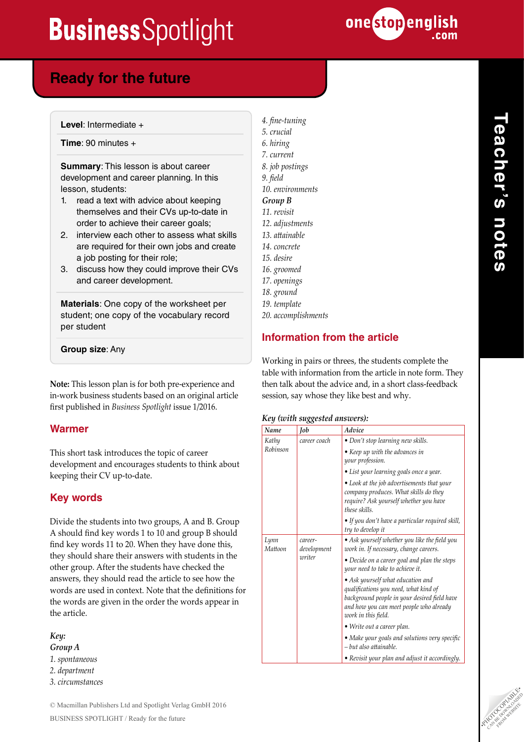# Ready for the future

**Level**: Intermediate +

**Time**: 90 minutes +

**Summary**: This lesson is about career development and career planning. In this lesson, students:

1. read a text with advice about keeping themselves and their CVs up-to-date in order to achieve their career goals;
2. interview each other to assess what skills are required for their own jobs and create a job posting for their role;
3. discuss how they could improve their CVs and career development.

**Materials**: One copy of the worksheet per student; one copy of the vocabulary record per student

**Group size**: Any

**Note:** This lesson plan is for both pre-experience and in-work business students based on an original article first published in *Business Spotlight* issue 1/2016.

## Warmer

This short task introduces the topic of career development and encourages students to think about keeping their CV up-to-date.

## Key words

Divide the students into two groups, A and B. Group A should find key words 1 to 10 and group B should find key words 11 to 20. When they have done this, they should share their answers with students in the other group. After the students have checked the answers, they should read the article to see how the words are used in context. Note that the definitions for the words are given in the order the words appear in the article.

*Key:*

***Group A***

*1. spontaneous*
*2. department*
*3. circumstances*
*4. fine-tuning*
*5. crucial*
*6. hiring*
*7. current*
*8. job postings*
*9. field*
*10. environments*

***Group B***

*11. revisit*
*12. adjustments*
*13. attainable*
*14. concrete*
*15. desire*
*16. groomed*
*17. openings*
*18. ground*
*19. template*
*20. accomplishments*

## Information from the article

Working in pairs or threes, the students complete the table with information from the article in note form. They then talk about the advice and, in a short class-feedback session, say whose they like best and why.

*Key (with suggested answers):*

| *Name* | *Job* | *Advice* |
|---|---|---|
| *Kathy Robinson* | *career coach* | • *Don't stop learning new skills.*<br>• *Keep up with the advances in your profession.*<br>• *List your learning goals once a year.*<br>• *Look at the job advertisements that your company produces. What skills do they require? Ask yourself whether you have these skills.*<br>• *If you don't have a particular required skill, try to develop it* |
| *Lynn Mattoon* | *career-development writer* | • *Ask yourself whether you like the field you work in. If necessary, change careers.*<br>• *Decide on a career goal and plan the steps your need to take to achieve it.*<br>• *Ask yourself what education and qualifications you need, what kind of background people in your desired field have and how you can meet people who already work in this field.*<br>• *Write out a career plan.*<br>• *Make your goals and solutions very specific – but also attainable.*<br>• *Revisit your plan and adjust it accordingly.* |

© Macmillan Publishers Ltd and Spotlight Verlag GmbH 2016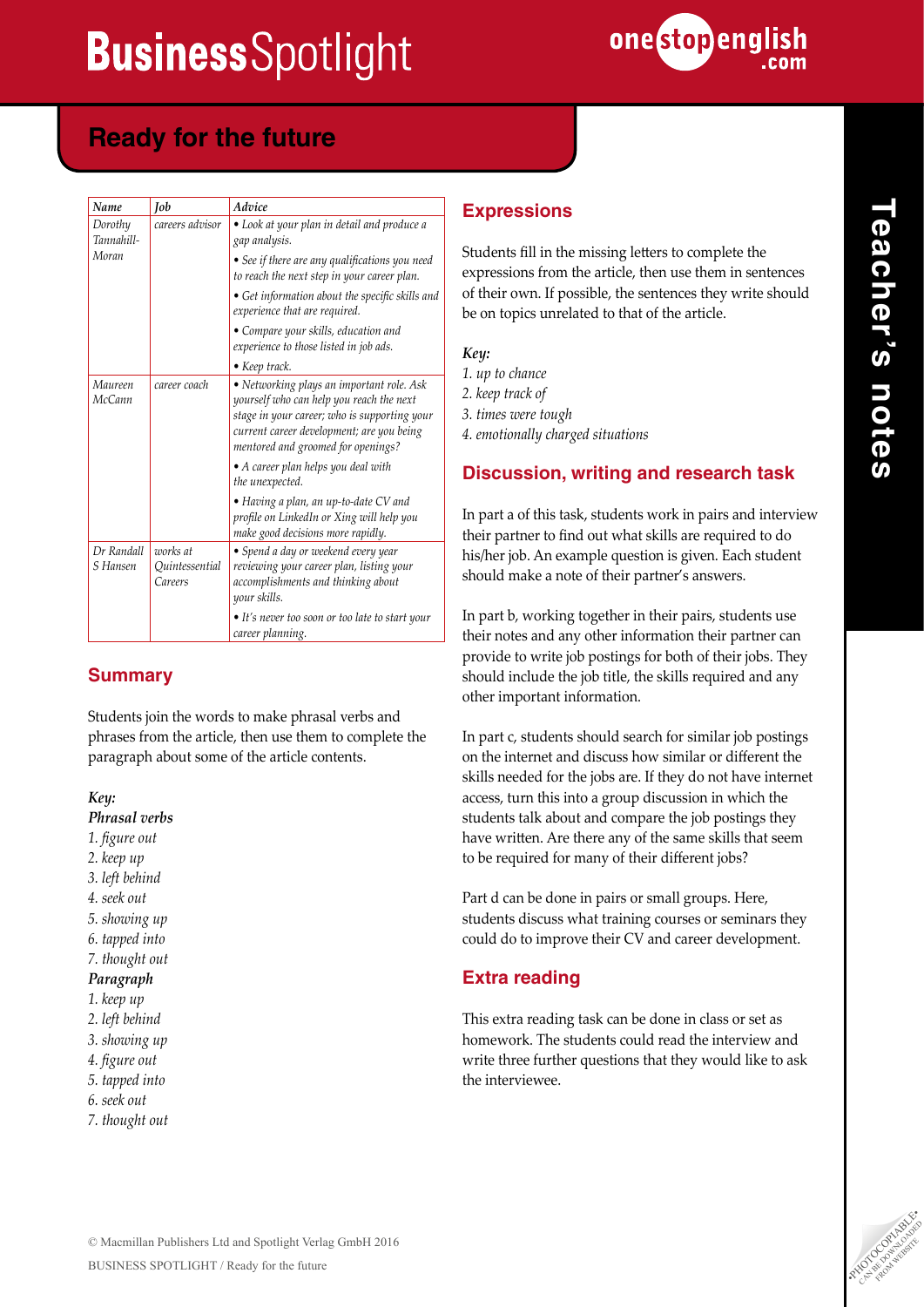## Ready for the future

| *Name* | *Job* | *Advice* |
|---|---|---|
| *Dorothy Tannahill-Moran* | *careers advisor* | *• Look at your plan in detail and produce a gap analysis.* |
| | | *• See if there are any qualifications you need to reach the next step in your career plan.* |
| | | *• Get information about the specific skills and experience that are required.* |
| | | *• Compare your skills, education and experience to those listed in job ads.* |
| | | *• Keep track.* |
| *Maureen McCann* | *career coach* | *• Networking plays an important role. Ask yourself who can help you reach the next stage in your career; who is supporting your current career development; are you being mentored and groomed for openings?* |
| | | *• A career plan helps you deal with the unexpected.* |
| | | *• Having a plan, an up-to-date CV and profile on LinkedIn or Xing will help you make good decisions more rapidly.* |
| *Dr Randall S Hansen* | *works at Quintessential Careers* | *• Spend a day or weekend every year reviewing your career plan, listing your accomplishments and thinking about your skills.* |
| | | *• It's never too soon or too late to start your career planning.* |

### Summary

Students join the words to make phrasal verbs and phrases from the article, then use them to complete the paragraph about some of the article contents.

*Key:*

***Phrasal verbs***

*1. figure out*
*2. keep up*
*3. left behind*
*4. seek out*
*5. showing up*
*6. tapped into*
*7. thought out*

***Paragraph***

*1. keep up*
*2. left behind*
*3. showing up*
*4. figure out*
*5. tapped into*
*6. seek out*
*7. thought out*

### Expressions

Students fill in the missing letters to complete the expressions from the article, then use them in sentences of their own. If possible, the sentences they write should be on topics unrelated to that of the article.

*Key:*

*1. up to chance*
*2. keep track of*
*3. times were tough*
*4. emotionally charged situations*

### Discussion, writing and research task

In part a of this task, students work in pairs and interview their partner to find out what skills are required to do his/her job. An example question is given. Each student should make a note of their partner's answers.

In part b, working together in their pairs, students use their notes and any other information their partner can provide to write job postings for both of their jobs. They should include the job title, the skills required and any other important information.

In part c, students should search for similar job postings on the internet and discuss how similar or different the skills needed for the jobs are. If they do not have internet access, turn this into a group discussion in which the students talk about and compare the job postings they have written. Are there any of the same skills that seem to be required for many of their different jobs?

Part d can be done in pairs or small groups. Here, students discuss what training courses or seminars they could do to improve their CV and career development.

### Extra reading

This extra reading task can be done in class or set as homework. The students could read the interview and write three further questions that they would like to ask the interviewee.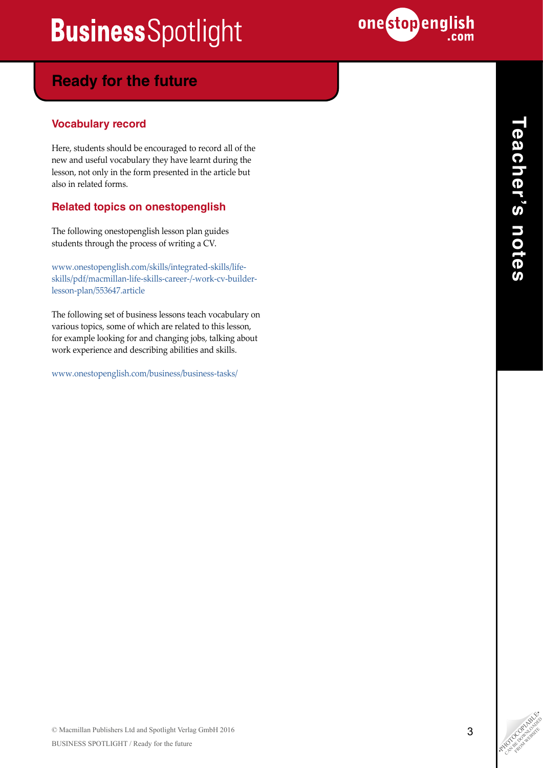## Ready for the future

### Vocabulary record

Here, students should be encouraged to record all of the new and useful vocabulary they have learnt during the lesson, not only in the form presented in the article but also in related forms.

### Related topics on onestopenglish

The following onestopenglish lesson plan guides students through the process of writing a CV.

www.onestopenglish.com/skills/integrated-skills/life-skills/pdf/macmillan-life-skills-career-/-work-cv-builder-lesson-plan/553647.article

The following set of business lessons teach vocabulary on various topics, some of which are related to this lesson, for example looking for and changing jobs, talking about work experience and describing abilities and skills.

www.onestopenglish.com/business/business-tasks/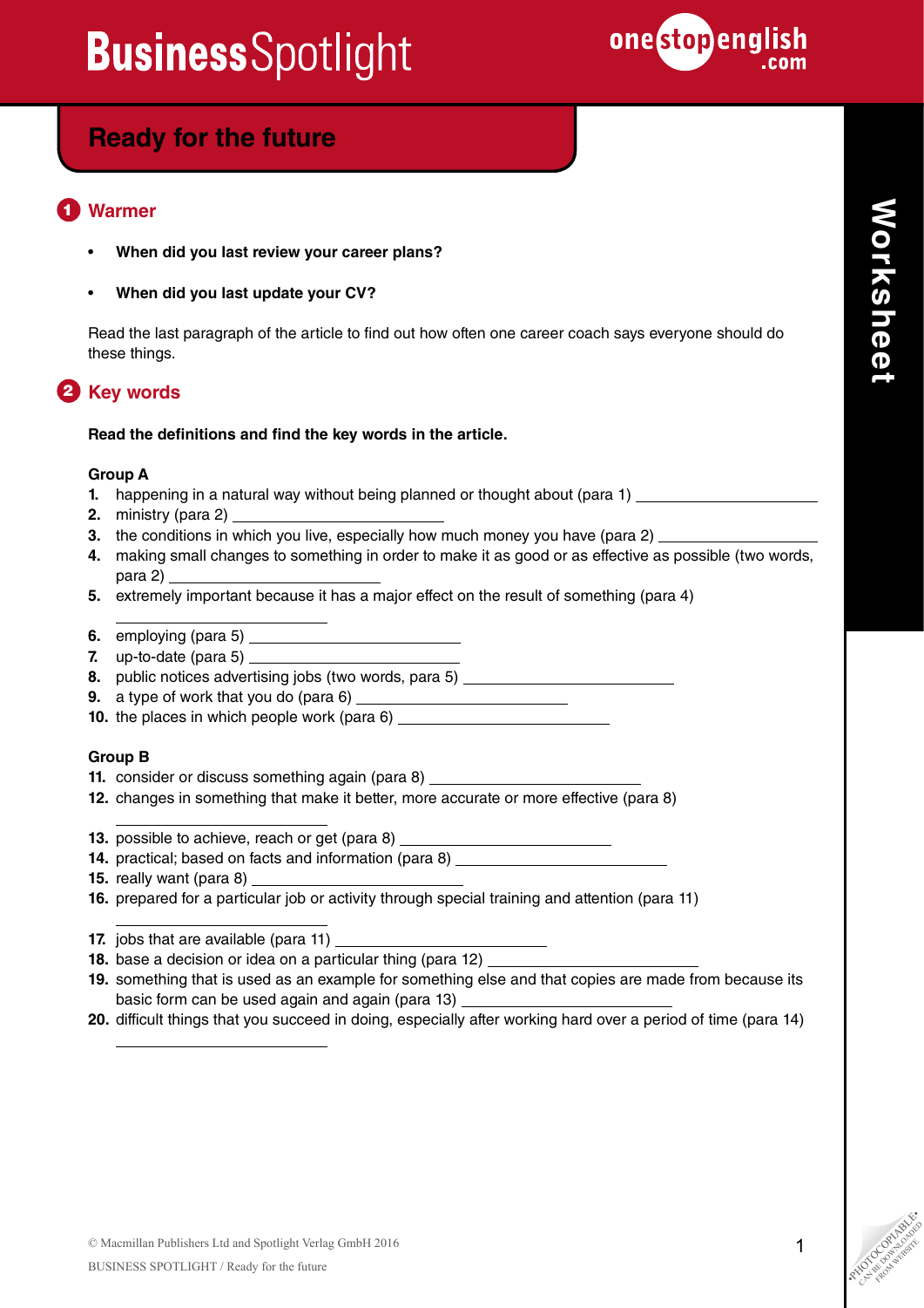# Ready for the future

## 1 Warmer

- **When did you last review your career plans?**
- **When did you last update your CV?**

Read the last paragraph of the article to find out how often one career coach says everyone should do these things.

## 2 Key words

**Read the definitions and find the key words in the article.**

**Group A**

1. happening in a natural way without being planned or thought about (para 1) ________________
2. ministry (para 2) ________________
3. the conditions in which you live, especially how much money you have (para 2) ________________
4. making small changes to something in order to make it as good or as effective as possible (two words, para 2) ________________
5. extremely important because it has a major effect on the result of something (para 4) ________________
6. employing (para 5) ________________
7. up-to-date (para 5) ________________
8. public notices advertising jobs (two words, para 5) ________________
9. a type of work that you do (para 6) ________________
10. the places in which people work (para 6) ________________

**Group B**

11. consider or discuss something again (para 8) ________________
12. changes in something that make it better, more accurate or more effective (para 8) ________________
13. possible to achieve, reach or get (para 8) ________________
14. practical; based on facts and information (para 8) ________________
15. really want (para 8) ________________
16. prepared for a particular job or activity through special training and attention (para 11) ________________
17. jobs that are available (para 11) ________________
18. base a decision or idea on a particular thing (para 12) ________________
19. something that is used as an example for something else and that copies are made from because its basic form can be used again and again (para 13) ________________
20. difficult things that you succeed in doing, especially after working hard over a period of time (para 14) ________________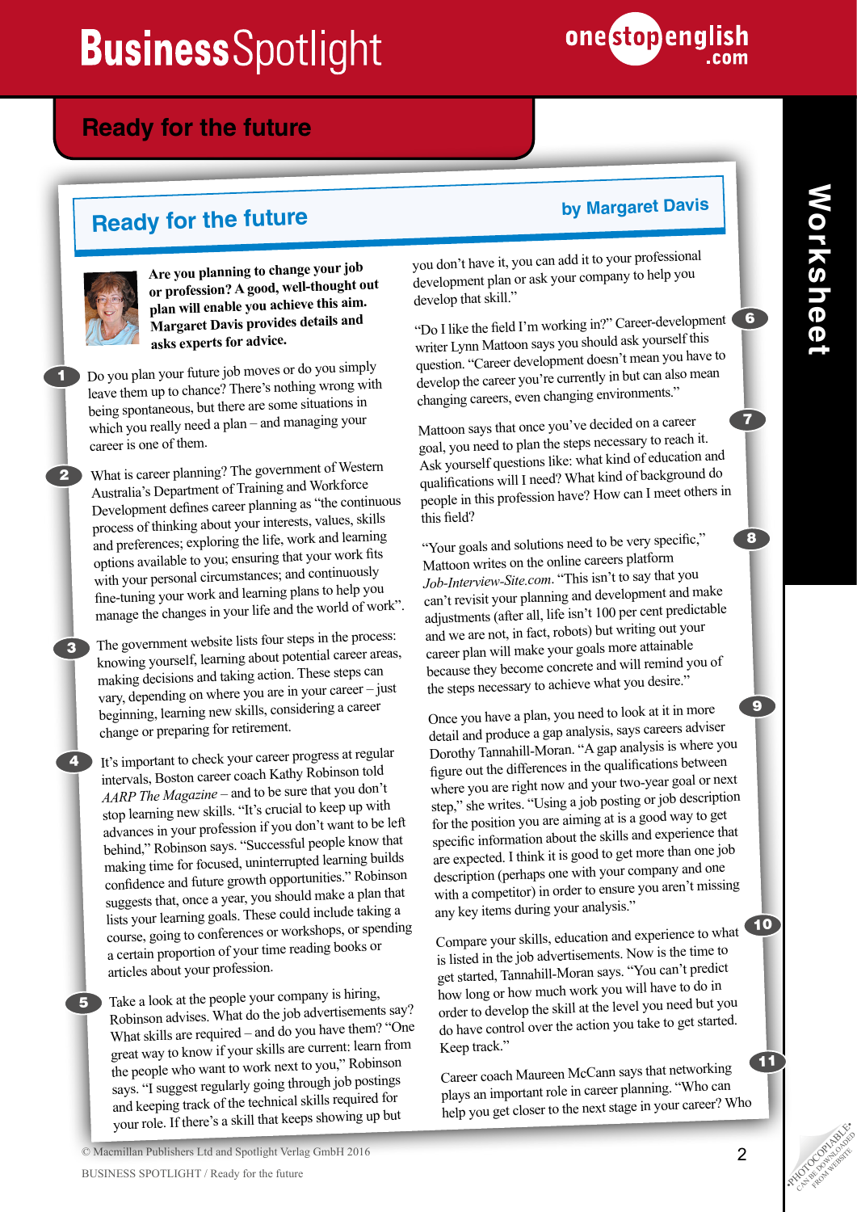# Ready for the future

## Ready for the future

**by Margaret Davis**

**Are you planning to change your job or profession? A good, well-thought out plan will enable you achieve this aim. Margaret Davis provides details and asks experts for advice.**

1 Do you plan your future job moves or do you simply leave them up to chance? There's nothing wrong with being spontaneous, but there are some situations in which you really need a plan – and managing your career is one of them.

2 What is career planning? The government of Western Australia's Department of Training and Workforce Development defines career planning as "the continuous process of thinking about your interests, values, skills and preferences; exploring the life, work and learning options available to you; ensuring that your work fits with your personal circumstances; and continuously fine-tuning your work and learning plans to help you manage the changes in your life and the world of work".

3 The government website lists four steps in the process: knowing yourself, learning about potential career areas, making decisions and taking action. These steps can vary, depending on where you are in your career – just beginning, learning new skills, considering a career change or preparing for retirement.

4 It's important to check your career progress at regular intervals, Boston career coach Kathy Robinson told *AARP The Magazine* – and to be sure that you don't stop learning new skills. "It's crucial to keep up with advances in your profession if you don't want to be left behind," Robinson says. "Successful people know that making time for focused, uninterrupted learning builds confidence and future growth opportunities." Robinson suggests that, once a year, you should make a plan that lists your learning goals. These could include taking a course, going to conferences or workshops, or spending a certain proportion of your time reading books or articles about your profession.

5 Take a look at the people your company is hiring, Robinson advises. What do the job advertisements say? What skills are required – and do you have them? "One great way to know if your skills are current: learn from the people who want to work next to you," Robinson says. "I suggest regularly going through job postings and keeping track of the technical skills required for your role. If there's a skill that keeps showing up but you don't have it, you can add it to your professional development plan or ask your company to help you develop that skill."

6 "Do I like the field I'm working in?" Career-development writer Lynn Mattoon says you should ask yourself this question. "Career development doesn't mean you have to develop the career you're currently in but can also mean changing careers, even changing environments."

7 Mattoon says that once you've decided on a career goal, you need to plan the steps necessary to reach it. Ask yourself questions like: what kind of education and qualifications will I need? What kind of background do people in this profession have? How can I meet others in this field?

8 "Your goals and solutions need to be very specific," Mattoon writes on the online careers platform *Job-Interview-Site.com*. "This isn't to say that you can't revisit your planning and development and make adjustments (after all, life isn't 100 per cent predictable and we are not, in fact, robots) but writing out your career plan will make your goals more attainable because they become concrete and will remind you of the steps necessary to achieve what you desire."

9 Once you have a plan, you need to look at it in more detail and produce a gap analysis, says careers adviser Dorothy Tannahill-Moran. "A gap analysis is where you figure out the differences in the qualifications between where you are right now and your two-year goal or next step," she writes. "Using a job posting or job description for the position you are aiming at is a good way to get specific information about the skills and experience that are expected. I think it is good to get more than one job description (perhaps one with your company and one with a competitor) in order to ensure you aren't missing any key items during your analysis."

10 Compare your skills, education and experience to what is listed in the job advertisements. Now is the time to get started, Tannahill-Moran says. "You can't predict how long or how much work you will have to do in order to develop the skill at the level you need but you do have control over the action you take to get started. Keep track."

11 Career coach Maureen McCann says that networking plays an important role in career planning. "Who can help you get closer to the next stage in your career? Who

© Macmillan Publishers Ltd and Spotlight Verlag GmbH 2016

BUSINESS SPOTLIGHT / Ready for the future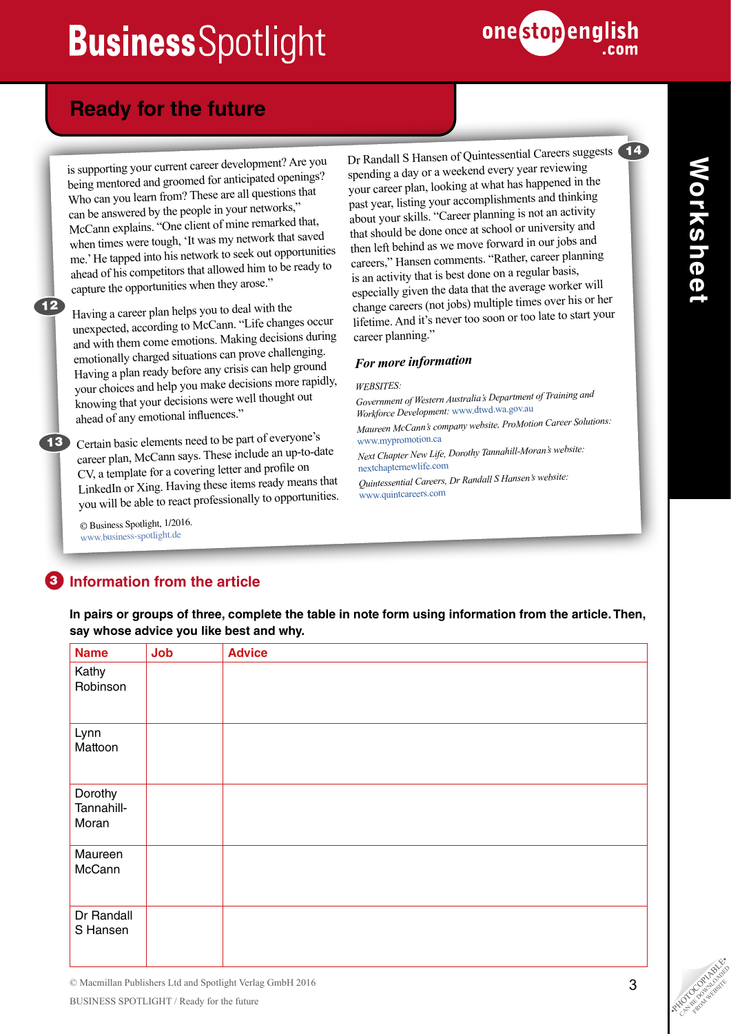## Ready for the future

is supporting your current career development? Are you being mentored and groomed for anticipated openings? Who can you learn from? These are all questions that can be answered by the people in your networks," McCann explains. "One client of mine remarked that, when times were tough, 'It was my network that saved me.' He tapped into his network to seek out opportunities ahead of his competitors that allowed him to be ready to capture the opportunities when they arose."

**12** Having a career plan helps you to deal with the unexpected, according to McCann. "Life changes occur and with them come emotions. Making decisions during emotionally charged situations can prove challenging. Having a plan ready before any crisis can help ground your choices and help you make decisions more rapidly, knowing that your decisions were well thought out ahead of any emotional influences."

**13** Certain basic elements need to be part of everyone's career plan, McCann says. These include an up-to-date CV, a template for a covering letter and profile on LinkedIn or Xing. Having these items ready means that you will be able to react professionally to opportunities.

© Business Spotlight, 1/2016.
www.business-spotlight.de

**14** Dr Randall S Hansen of Quintessential Careers suggests spending a day or a weekend every year reviewing your career plan, looking at what has happened in the past year, listing your accomplishments and thinking about your skills. "Career planning is not an activity that should be done once at school or university and then left behind as we move forward in our jobs and careers," Hansen comments. "Rather, career planning is an activity that is best done on a regular basis, especially given the data that the average worker will change careers (not jobs) multiple times over his or her lifetime. And it's never too soon or too late to start your career planning."

***For more information***

*WEBSITES:*

*Government of Western Australia's Department of Training and Workforce Development:* www.dtwd.wa.gov.au

*Maureen McCann's company website, ProMotion Career Solutions:* www.mypromotion.ca

*Next Chapter New Life, Dorothy Tannahill-Moran's website:* nextchapternewlife.com

*Quintessential Careers, Dr Randall S Hansen's website:* www.quintcareers.com

## 3 Information from the article

**In pairs or groups of three, complete the table in note form using information from the article. Then, say whose advice you like best and why.**

| Name | Job | Advice |
|---|---|---|
| Kathy Robinson | | |
| Lynn Mattoon | | |
| Dorothy Tannahill-Moran | | |
| Maureen McCann | | |
| Dr Randall S Hansen | | |

© Macmillan Publishers Ltd and Spotlight Verlag GmbH 2016

BUSINESS SPOTLIGHT / Ready for the future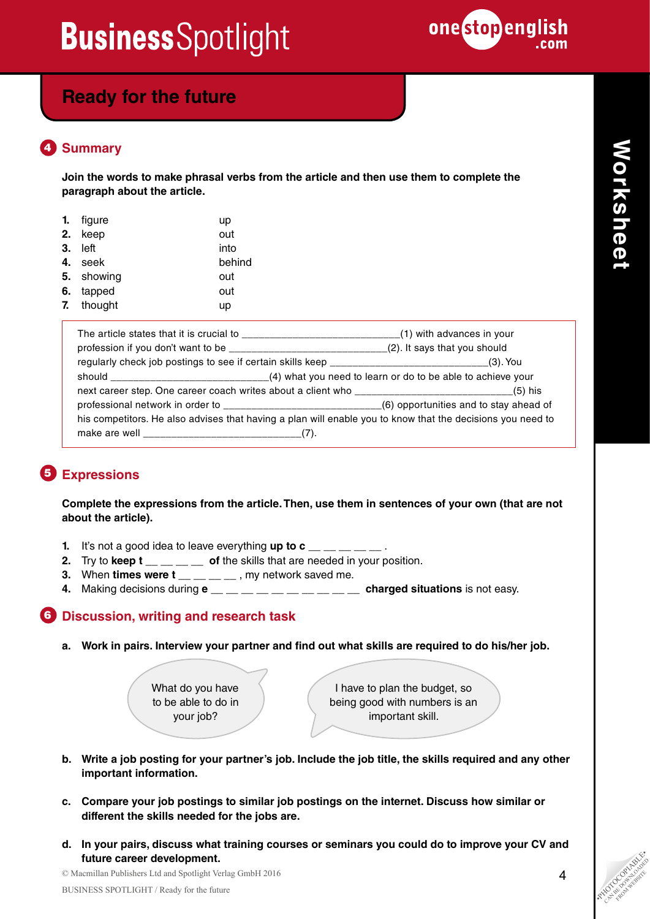# Ready for the future

## 4 Summary

**Join the words to make phrasal verbs from the article and then use them to complete the paragraph about the article.**

| | | |
|---|---|---|
| **1.** | figure | up |
| **2.** | keep | out |
| **3.** | left | into |
| **4.** | seek | behind |
| **5.** | showing | out |
| **6.** | tapped | out |
| **7.** | thought | up |

The article states that it is crucial to ____________________________(1) with advances in your profession if you don't want to be ____________________________(2). It says that you should regularly check job postings to see if certain skills keep ____________________________(3). You should ____________________________(4) what you need to learn or do to be able to achieve your next career step. One career coach writes about a client who ____________________________(5) his professional network in order to ____________________________(6) opportunities and to stay ahead of his competitors. He also advises that having a plan will enable you to know that the decisions you need to make are well ____________________________(7).

## 5 Expressions

**Complete the expressions from the article. Then, use them in sentences of your own (that are not about the article).**

1. It's not a good idea to leave everything **up to c** __ __ __ __ __ .
2. Try to **keep t** __ __ __ __ **of** the skills that are needed in your position.
3. When **times were t** __ __ __ __ , my network saved me.
4. Making decisions during **e** __ __ __ __ __ __ __ __ __ __ __ **charged situations** is not easy.

## 6 Discussion, writing and research task

**a. Work in pairs. Interview your partner and find out what skills are required to do his/her job.**

What do you have to be able to do in your job?

I have to plan the budget, so being good with numbers is an important skill.

**b. Write a job posting for your partner's job. Include the job title, the skills required and any other important information.**

**c. Compare your job postings to similar job postings on the internet. Discuss how similar or different the skills needed for the jobs are.**

**d. In your pairs, discuss what training courses or seminars you could do to improve your CV and future career development.**

© Macmillan Publishers Ltd and Spotlight Verlag GmbH 2016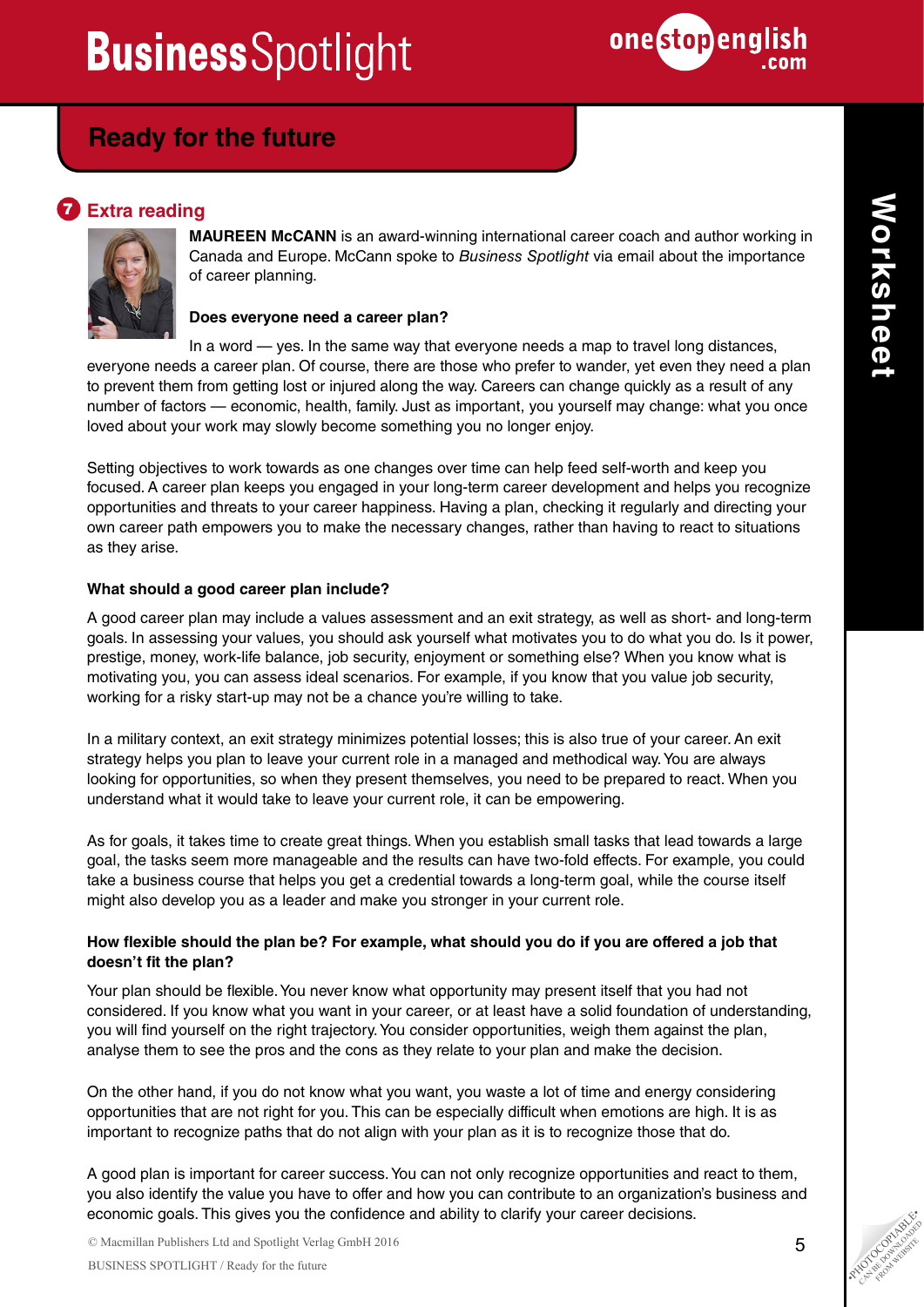## Ready for the future

### 7 Extra reading

**MAUREEN McCANN** is an award-winning international career coach and author working in Canada and Europe. McCann spoke to *Business Spotlight* via email about the importance of career planning.

**Does everyone need a career plan?**

In a word — yes. In the same way that everyone needs a map to travel long distances, everyone needs a career plan. Of course, there are those who prefer to wander, yet even they need a plan to prevent them from getting lost or injured along the way. Careers can change quickly as a result of any number of factors — economic, health, family. Just as important, you yourself may change: what you once loved about your work may slowly become something you no longer enjoy.

Setting objectives to work towards as one changes over time can help feed self-worth and keep you focused. A career plan keeps you engaged in your long-term career development and helps you recognize opportunities and threats to your career happiness. Having a plan, checking it regularly and directing your own career path empowers you to make the necessary changes, rather than having to react to situations as they arise.

**What should a good career plan include?**

A good career plan may include a values assessment and an exit strategy, as well as short- and long-term goals. In assessing your values, you should ask yourself what motivates you to do what you do. Is it power, prestige, money, work-life balance, job security, enjoyment or something else? When you know what is motivating you, you can assess ideal scenarios. For example, if you know that you value job security, working for a risky start-up may not be a chance you're willing to take.

In a military context, an exit strategy minimizes potential losses; this is also true of your career. An exit strategy helps you plan to leave your current role in a managed and methodical way. You are always looking for opportunities, so when they present themselves, you need to be prepared to react. When you understand what it would take to leave your current role, it can be empowering.

As for goals, it takes time to create great things. When you establish small tasks that lead towards a large goal, the tasks seem more manageable and the results can have two-fold effects. For example, you could take a business course that helps you get a credential towards a long-term goal, while the course itself might also develop you as a leader and make you stronger in your current role.

**How flexible should the plan be? For example, what should you do if you are offered a job that doesn't fit the plan?**

Your plan should be flexible. You never know what opportunity may present itself that you had not considered. If you know what you want in your career, or at least have a solid foundation of understanding, you will find yourself on the right trajectory. You consider opportunities, weigh them against the plan, analyse them to see the pros and the cons as they relate to your plan and make the decision.

On the other hand, if you do not know what you want, you waste a lot of time and energy considering opportunities that are not right for you. This can be especially difficult when emotions are high. It is as important to recognize paths that do not align with your plan as it is to recognize those that do.

A good plan is important for career success. You can not only recognize opportunities and react to them, you also identify the value you have to offer and how you can contribute to an organization's business and economic goals. This gives you the confidence and ability to clarify your career decisions.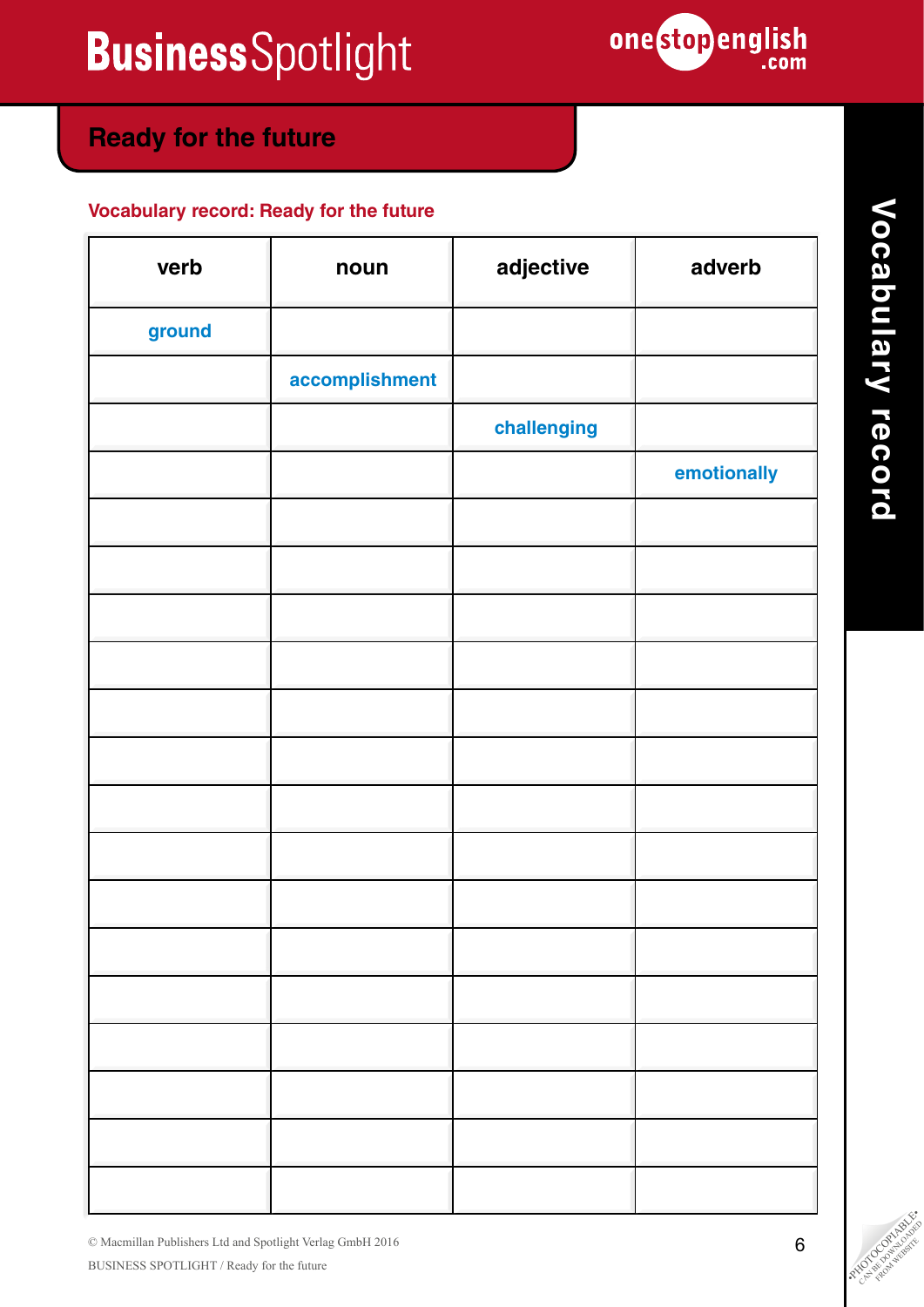# Ready for the future

## Vocabulary record: Ready for the future

| verb | noun | adjective | adverb |
|---|---|---|---|
| ground | | | |
| | accomplishment | | |
| | | challenging | |
| | | | emotionally |
| | | | |
| | | | |
| | | | |
| | | | |
| | | | |
| | | | |
| | | | |
| | | | |
| | | | |
| | | | |
| | | | |
| | | | |
| | | | |
| | | | |
| | | | |

Vocabulary record

© Macmillan Publishers Ltd and Spotlight Verlag GmbH 2016
BUSINESS SPOTLIGHT / Ready for the future

•PHOTOCOPIABLE• CAN BE DOWNLOADED FROM WEBSITE